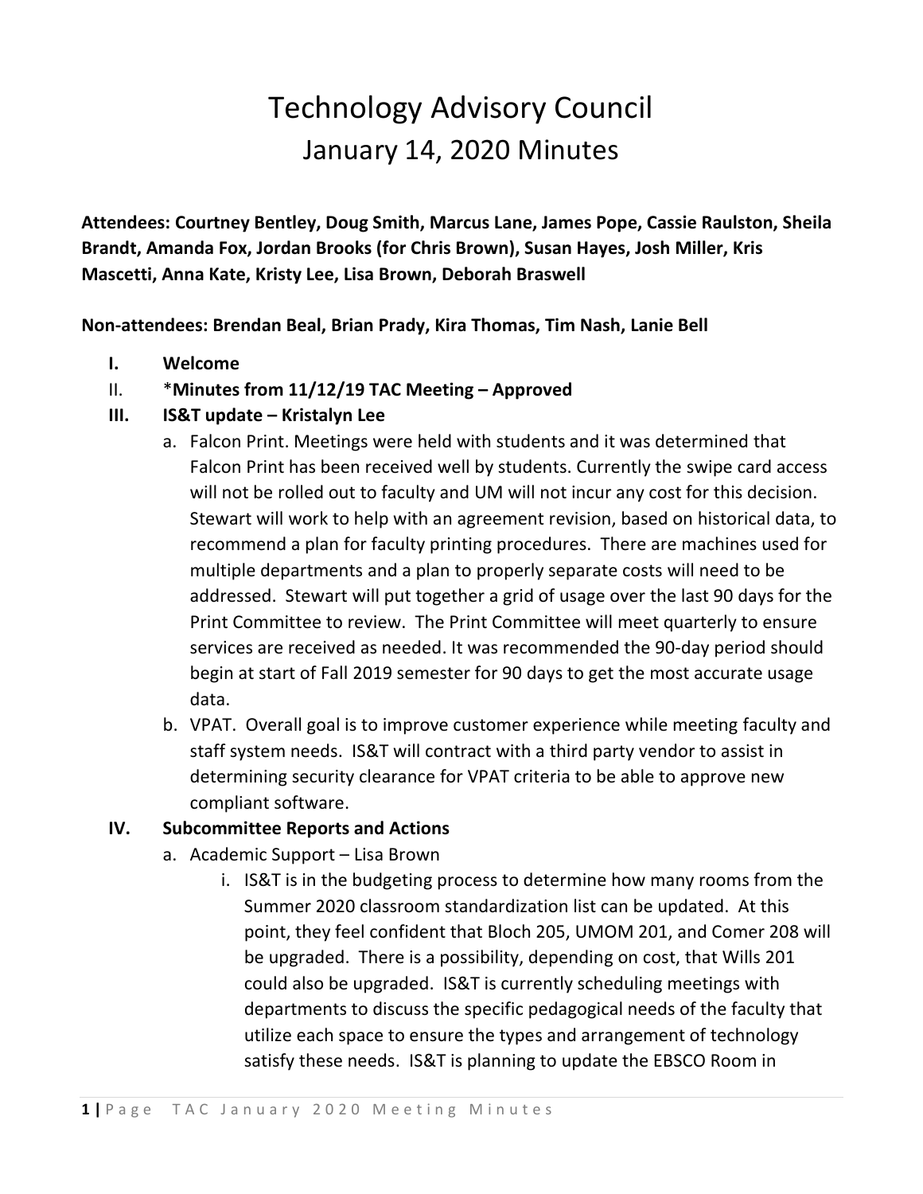# Technology Advisory Council

## January 14, 2020 Minutes

**Attendees: Courtney Bentley, Doug Smith, Marcus Lane, James Pope, Cassie Raulston, Sheila Brandt, Amanda Fox, Jordan Brooks (for Chris Brown), Susan Hayes, Josh Miller, Kris Mascetti, Anna Kate, Kristy Lee, Lisa Brown, Deborah Braswell**

**Non-attendees: Brendan Beal, Brian Prady, Kira Thomas, Tim Nash, Lanie Bell**

I. **Welcome**

II. ***Minutes from 11/12/19 TAC Meeting – Approved**

III. **IS&T update – Kristalyn Lee**

   a. Falcon Print. Meetings were held with students and it was determined that Falcon Print has been received well by students. Currently the swipe card access will not be rolled out to faculty and UM will not incur any cost for this decision. Stewart will work to help with an agreement revision, based on historical data, to recommend a plan for faculty printing procedures. There are machines used for multiple departments and a plan to properly separate costs will need to be addressed. Stewart will put together a grid of usage over the last 90 days for the Print Committee to review. The Print Committee will meet quarterly to ensure services are received as needed. It was recommended the 90-day period should begin at start of Fall 2019 semester for 90 days to get the most accurate usage data.

   b. VPAT. Overall goal is to improve customer experience while meeting faculty and staff system needs. IS&T will contract with a third party vendor to assist in determining security clearance for VPAT criteria to be able to approve new compliant software.

IV. **Subcommittee Reports and Actions**

   a. Academic Support – Lisa Brown

      i. IS&T is in the budgeting process to determine how many rooms from the Summer 2020 classroom standardization list can be updated. At this point, they feel confident that Bloch 205, UMOM 201, and Comer 208 will be upgraded. There is a possibility, depending on cost, that Wills 201 could also be upgraded. IS&T is currently scheduling meetings with departments to discuss the specific pedagogical needs of the faculty that utilize each space to ensure the types and arrangement of technology satisfy these needs. IS&T is planning to update the EBSCO Room in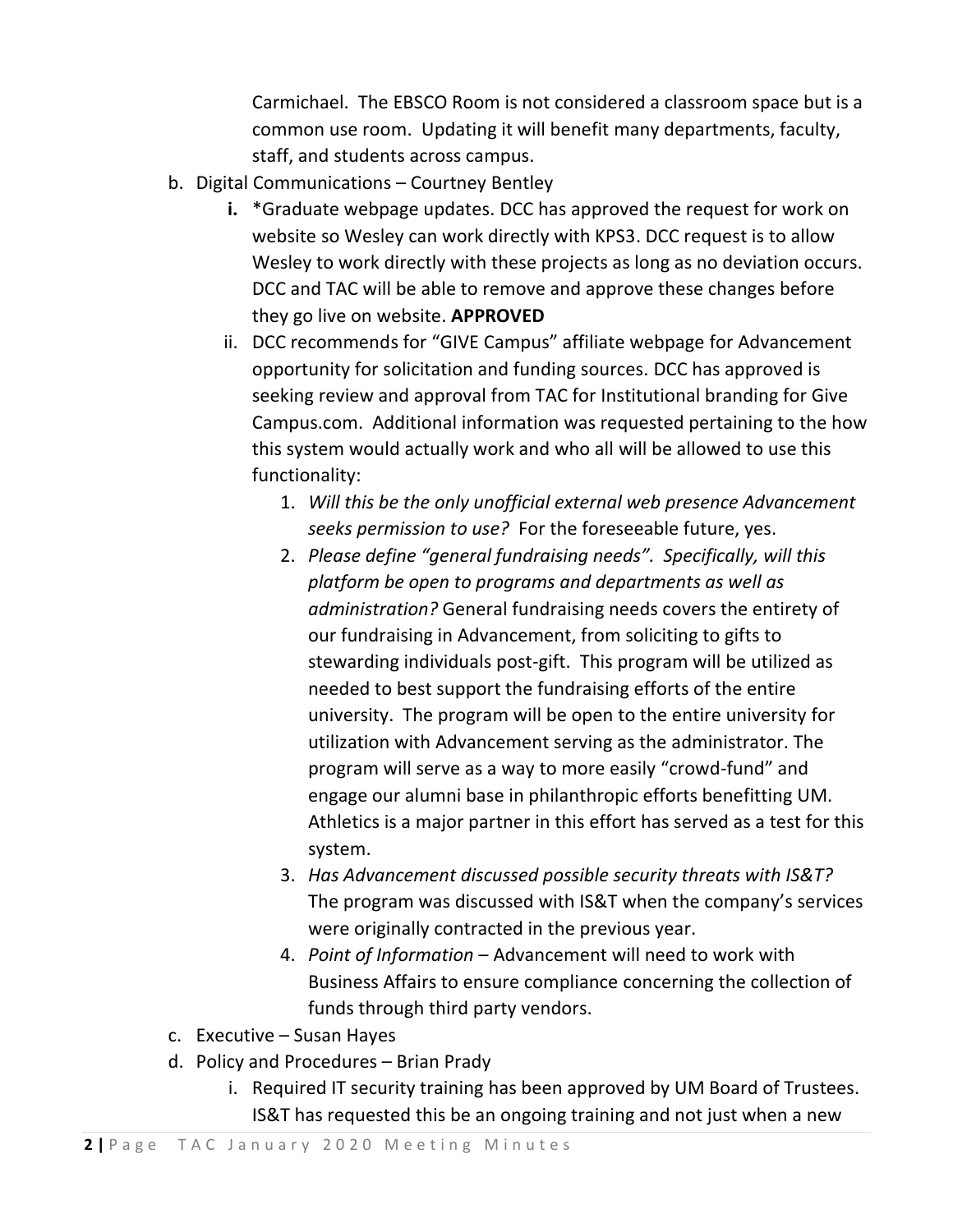Carmichael. The EBSCO Room is not considered a classroom space but is a common use room. Updating it will benefit many departments, faculty, staff, and students across campus.

b. Digital Communications – Courtney Bentley

   **i.** *Graduate webpage updates. DCC has approved the request for work on website so Wesley can work directly with KPS3. DCC request is to allow Wesley to work directly with these projects as long as no deviation occurs. DCC and TAC will be able to remove and approve these changes before they go live on website. **APPROVED**

   ii. DCC recommends for "GIVE Campus" affiliate webpage for Advancement opportunity for solicitation and funding sources. DCC has approved is seeking review and approval from TAC for Institutional branding for Give Campus.com. Additional information was requested pertaining to the how this system would actually work and who all will be allowed to use this functionality:

      1. *Will this be the only unofficial external web presence Advancement seeks permission to use?* For the foreseeable future, yes.
      2. *Please define "general fundraising needs". Specifically, will this platform be open to programs and departments as well as administration?* General fundraising needs covers the entirety of our fundraising in Advancement, from soliciting to gifts to stewarding individuals post-gift. This program will be utilized as needed to best support the fundraising efforts of the entire university. The program will be open to the entire university for utilization with Advancement serving as the administrator. The program will serve as a way to more easily "crowd-fund" and engage our alumni base in philanthropic efforts benefitting UM. Athletics is a major partner in this effort has served as a test for this system.
      3. *Has Advancement discussed possible security threats with IS&T?* The program was discussed with IS&T when the company's services were originally contracted in the previous year.
      4. *Point of Information* – Advancement will need to work with Business Affairs to ensure compliance concerning the collection of funds through third party vendors.

c. Executive – Susan Hayes

d. Policy and Procedures – Brian Prady

   i. Required IT security training has been approved by UM Board of Trustees. IS&T has requested this be an ongoing training and not just when a new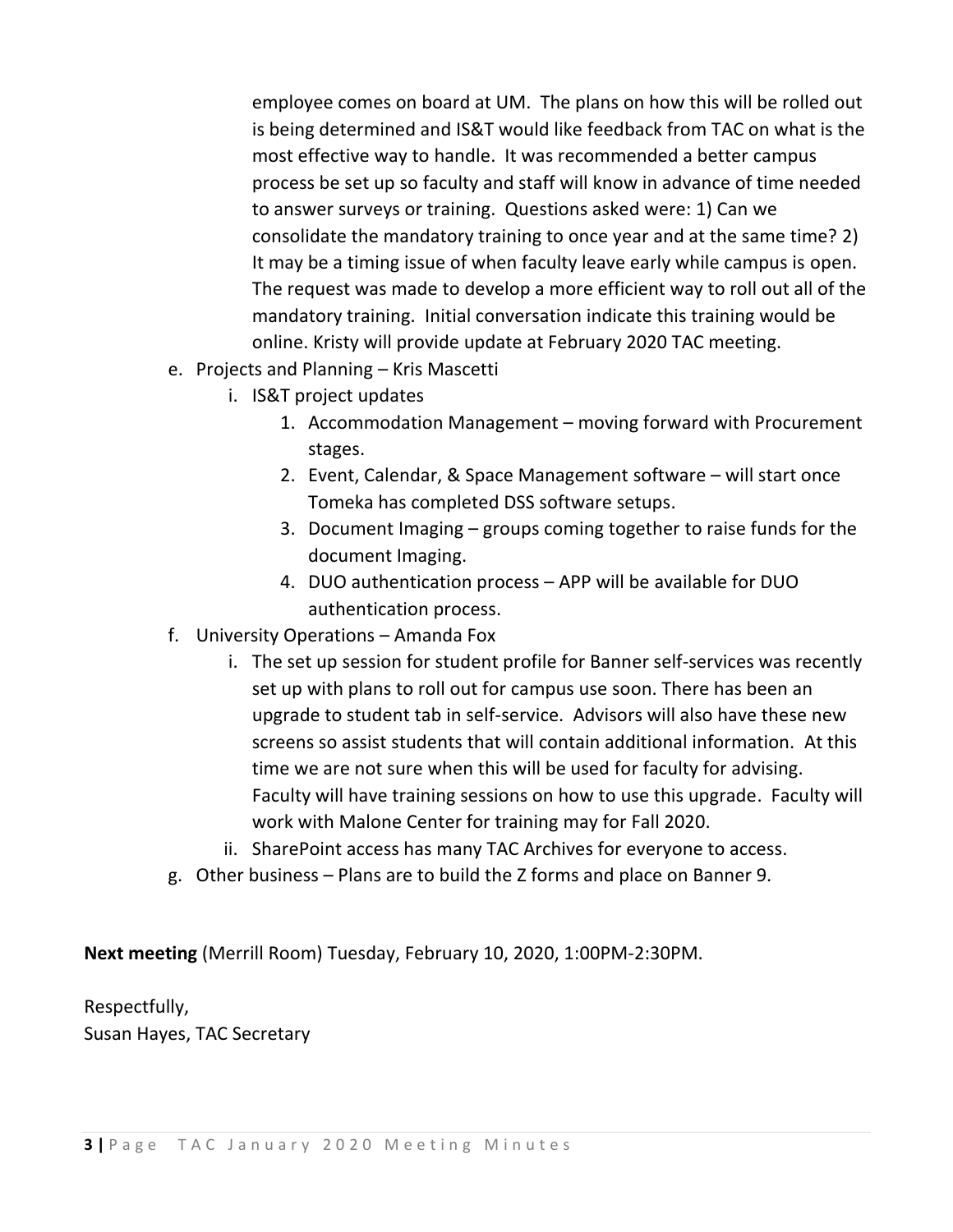employee comes on board at UM. The plans on how this will be rolled out is being determined and IS&T would like feedback from TAC on what is the most effective way to handle. It was recommended a better campus process be set up so faculty and staff will know in advance of time needed to answer surveys or training. Questions asked were: 1) Can we consolidate the mandatory training to once year and at the same time? 2) It may be a timing issue of when faculty leave early while campus is open. The request was made to develop a more efficient way to roll out all of the mandatory training. Initial conversation indicate this training would be online. Kristy will provide update at February 2020 TAC meeting.

e. Projects and Planning – Kris Mascetti
    i. IS&T project updates
        1. Accommodation Management – moving forward with Procurement stages.
        2. Event, Calendar, & Space Management software – will start once Tomeka has completed DSS software setups.
        3. Document Imaging – groups coming together to raise funds for the document Imaging.
        4. DUO authentication process – APP will be available for DUO authentication process.

f. University Operations – Amanda Fox
    i. The set up session for student profile for Banner self-services was recently set up with plans to roll out for campus use soon. There has been an upgrade to student tab in self-service. Advisors will also have these new screens so assist students that will contain additional information. At this time we are not sure when this will be used for faculty for advising. Faculty will have training sessions on how to use this upgrade. Faculty will work with Malone Center for training may for Fall 2020.
    ii. SharePoint access has many TAC Archives for everyone to access.

g. Other business – Plans are to build the Z forms and place on Banner 9.

**Next meeting** (Merrill Room) Tuesday, February 10, 2020, 1:00PM-2:30PM.

Respectfully,
Susan Hayes, TAC Secretary